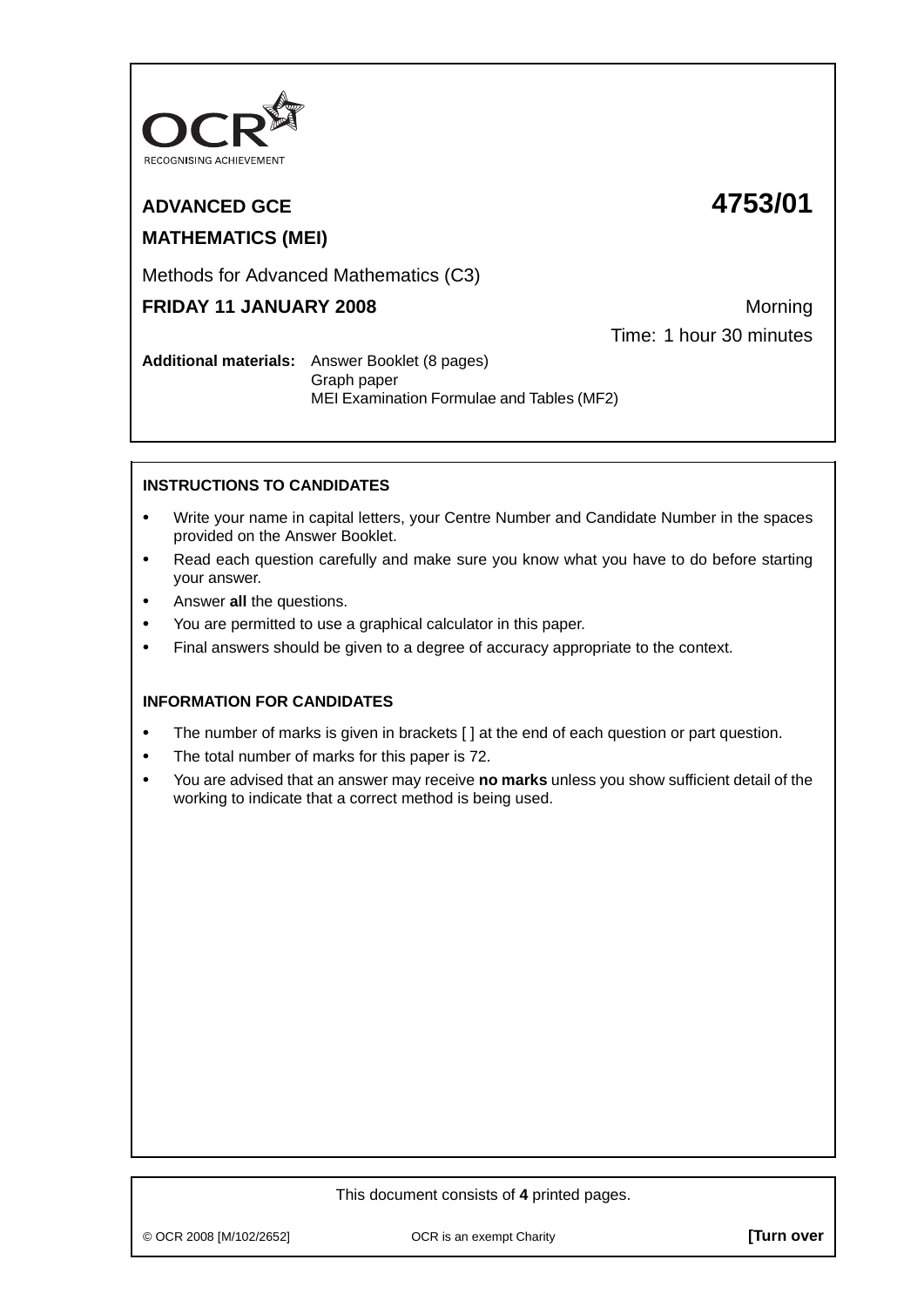OCR

RECOGNISING ACHIEVEMENT

**ADVANCED GCE** **4753/01**

**MATHEMATICS (MEI)**

Methods for Advanced Mathematics (C3)

**FRIDAY 11 JANUARY 2008** Morning

Time: 1 hour 30 minutes

**Additional materials:** Answer Booklet (8 pages)
Graph paper
MEI Examination Formulae and Tables (MF2)

**INSTRUCTIONS TO CANDIDATES**

- Write your name in capital letters, your Centre Number and Candidate Number in the spaces provided on the Answer Booklet.
- Read each question carefully and make sure you know what you have to do before starting your answer.
- Answer **all** the questions.
- You are permitted to use a graphical calculator in this paper.
- Final answers should be given to a degree of accuracy appropriate to the context.

**INFORMATION FOR CANDIDATES**

- The number of marks is given in brackets [ ] at the end of each question or part question.
- The total number of marks for this paper is 72.
- You are advised that an answer may receive **no marks** unless you show sufficient detail of the working to indicate that a correct method is being used.

This document consists of **4** printed pages.

© OCR 2008 [M/102/2652] OCR is an exempt Charity **[Turn over**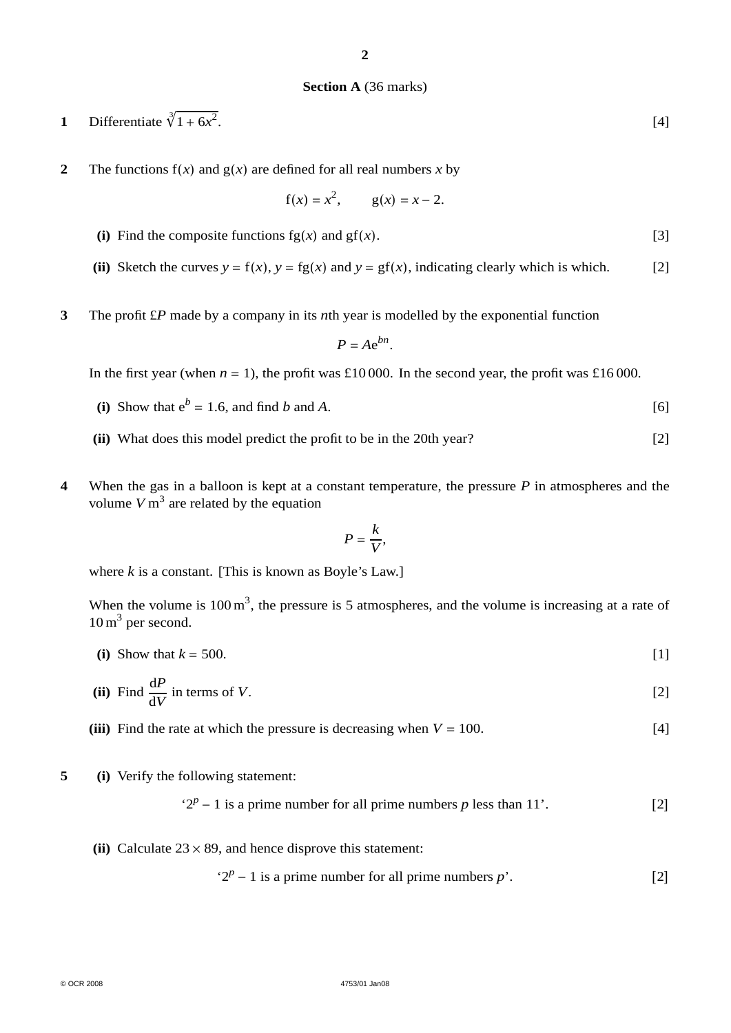**Section A** (36 marks)

**1** Differentiate $\sqrt[3]{1 + 6x^2}$. [4]

**2** The functions $f(x)$ and $g(x)$ are defined for all real numbers $x$ by

$$f(x) = x^2, \qquad g(x) = x - 2.$$

**(i)** Find the composite functions $fg(x)$ and $gf(x)$. [3]

**(ii)** Sketch the curves $y = f(x)$, $y = fg(x)$ and $y = gf(x)$, indicating clearly which is which. [2]

**3** The profit £$P$ made by a company in its $n$th year is modelled by the exponential function

$$P = Ae^{bn}.$$

In the first year (when $n = 1$), the profit was £10 000. In the second year, the profit was £16 000.

**(i)** Show that $e^b = 1.6$, and find $b$ and $A$. [6]

**(ii)** What does this model predict the profit to be in the 20th year? [2]

**4** When the gas in a balloon is kept at a constant temperature, the pressure $P$ in atmospheres and the volume $V\,\text{m}^3$ are related by the equation

$$P = \frac{k}{V},$$

where $k$ is a constant. [This is known as Boyle's Law.]

When the volume is $100\,\text{m}^3$, the pressure is 5 atmospheres, and the volume is increasing at a rate of $10\,\text{m}^3$ per second.

**(i)** Show that $k = 500$. [1]

**(ii)** Find $\frac{dP}{dV}$ in terms of $V$. [2]

**(iii)** Find the rate at which the pressure is decreasing when $V = 100$. [4]

**5** **(i)** Verify the following statement:

'$2^p - 1$ is a prime number for all prime numbers $p$ less than 11'. [2]

**(ii)** Calculate $23 \times 89$, and hence disprove this statement:

'$2^p - 1$ is a prime number for all prime numbers $p$'. [2]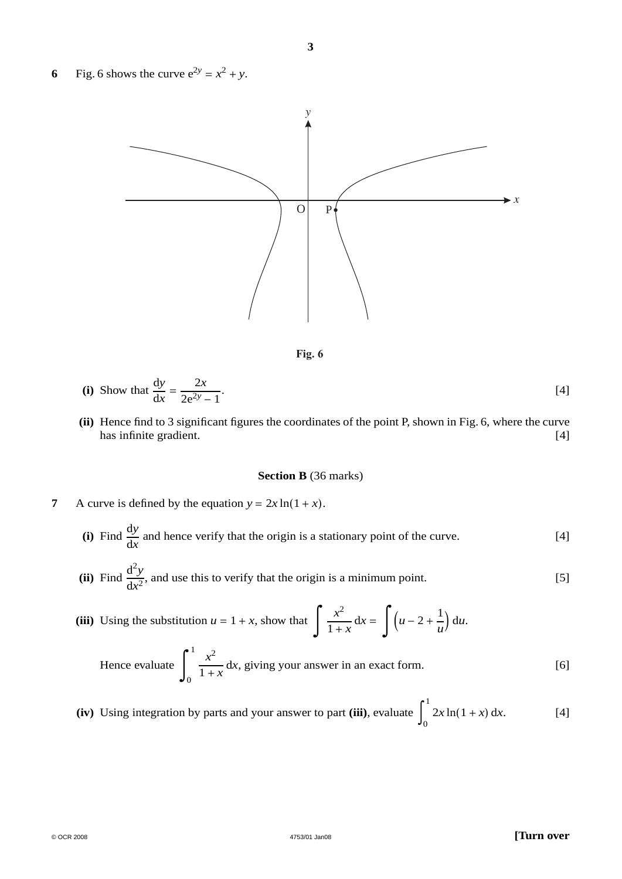**6** Fig. 6 shows the curve $e^{2y} = x^2 + y$.

**Fig. 6**

**(i)** Show that $\dfrac{dy}{dx} = \dfrac{2x}{2e^{2y} - 1}$. [4]

**(ii)** Hence find to 3 significant figures the coordinates of the point P, shown in Fig. 6, where the curve has infinite gradient. [4]

## Section B (36 marks)

**7** A curve is defined by the equation $y = 2x \ln(1 + x)$.

**(i)** Find $\dfrac{dy}{dx}$ and hence verify that the origin is a stationary point of the curve. [4]

**(ii)** Find $\dfrac{d^2y}{dx^2}$, and use this to verify that the origin is a minimum point. [5]

**(iii)** Using the substitution $u = 1 + x$, show that $\displaystyle\int \frac{x^2}{1+x}\,dx = \int \left(u - 2 + \frac{1}{u}\right) du$.

Hence evaluate $\displaystyle\int_0^1 \frac{x^2}{1+x}\,dx$, giving your answer in an exact form. [6]

**(iv)** Using integration by parts and your answer to part **(iii)**, evaluate $\displaystyle\int_0^1 2x \ln(1 + x)\,dx$. [4]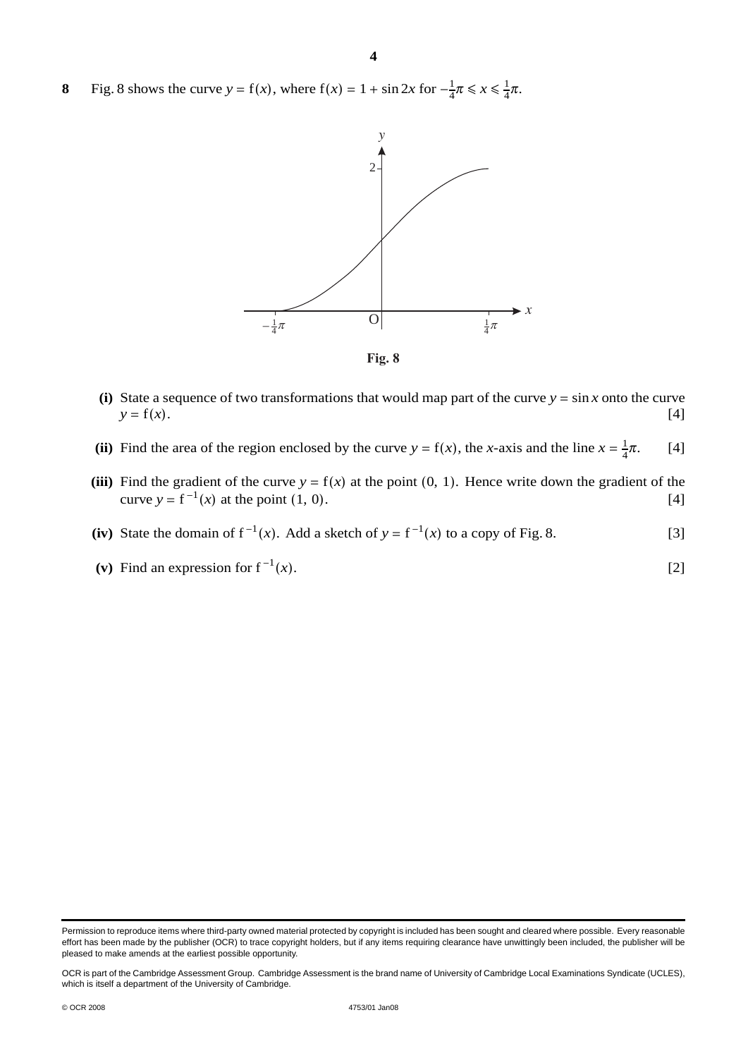**8** Fig. 8 shows the curve $y = \mathrm{f}(x)$, where $\mathrm{f}(x) = 1 + \sin 2x$ for $-\frac{1}{4}\pi \leqslant x \leqslant \frac{1}{4}\pi$.

y
2
x
O
$-\frac{1}{4}\pi$
$\frac{1}{4}\pi$

**Fig. 8**

**(i)** State a sequence of two transformations that would map part of the curve $y = \sin x$ onto the curve $y = \mathrm{f}(x)$. [4]

**(ii)** Find the area of the region enclosed by the curve $y = \mathrm{f}(x)$, the $x$-axis and the line $x = \frac{1}{4}\pi$. [4]

**(iii)** Find the gradient of the curve $y = \mathrm{f}(x)$ at the point $(0, 1)$. Hence write down the gradient of the curve $y = \mathrm{f}^{-1}(x)$ at the point $(1, 0)$. [4]

**(iv)** State the domain of $\mathrm{f}^{-1}(x)$. Add a sketch of $y = \mathrm{f}^{-1}(x)$ to a copy of Fig. 8. [3]

**(v)** Find an expression for $\mathrm{f}^{-1}(x)$. [2]

Permission to reproduce items where third-party owned material protected by copyright is included has been sought and cleared where possible. Every reasonable effort has been made by the publisher (OCR) to trace copyright holders, but if any items requiring clearance have unwittingly been included, the publisher will be pleased to make amends at the earliest possible opportunity.

OCR is part of the Cambridge Assessment Group. Cambridge Assessment is the brand name of University of Cambridge Local Examinations Syndicate (UCLES), which is itself a department of the University of Cambridge.